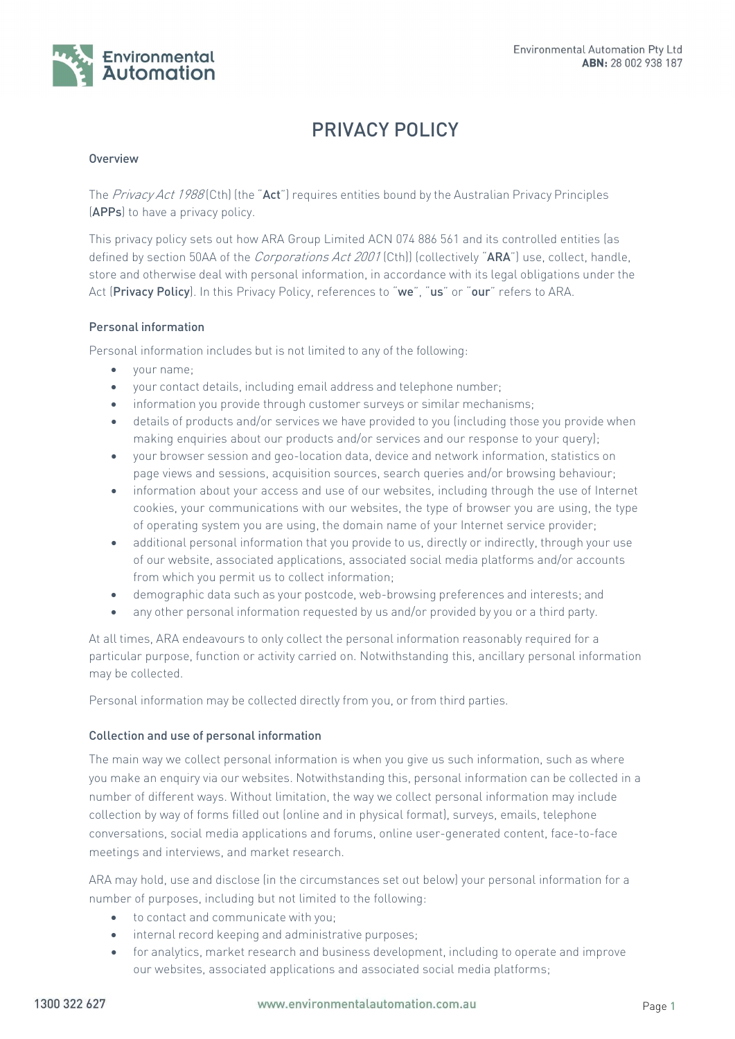# PRIVACY POLICY

## Overview

The *Privacy Act 1988* (Cth) (the "**Act**") requires entities bound by the Australian Privacy Principles (**APPs**) to have a privacy policy.

This privacy policy sets out how ARA Group Limited ACN 074 886 561 and its controlled entities (as defined by section 50AA of the *Corporations Act 2001* (Cth)) (collectively "**ARA**") use, collect, handle, store and otherwise deal with personal information, in accordance with its legal obligations under the Act (**Privacy Policy**). In this Privacy Policy, references to "**we**", "**us**" or "**our**" refers to ARA.

## Personal information

Personal information includes but is not limited to any of the following:

- your name;
- your contact details, including email address and telephone number;
- information you provide through customer surveys or similar mechanisms;
- details of products and/or services we have provided to you (including those you provide when making enquiries about our products and/or services and our response to your query);
- your browser session and geo-location data, device and network information, statistics on page views and sessions, acquisition sources, search queries and/or browsing behaviour;
- information about your access and use of our websites, including through the use of Internet cookies, your communications with our websites, the type of browser you are using, the type of operating system you are using, the domain name of your Internet service provider;
- additional personal information that you provide to us, directly or indirectly, through your use of our website, associated applications, associated social media platforms and/or accounts from which you permit us to collect information;
- demographic data such as your postcode, web-browsing preferences and interests; and
- any other personal information requested by us and/or provided by you or a third party.

At all times, ARA endeavours to only collect the personal information reasonably required for a particular purpose, function or activity carried on. Notwithstanding this, ancillary personal information may be collected.

Personal information may be collected directly from you, or from third parties.

## Collection and use of personal information

The main way we collect personal information is when you give us such information, such as where you make an enquiry via our websites. Notwithstanding this, personal information can be collected in a number of different ways. Without limitation, the way we collect personal information may include collection by way of forms filled out (online and in physical format), surveys, emails, telephone conversations, social media applications and forums, online user-generated content, face-to-face meetings and interviews, and market research.

ARA may hold, use and disclose (in the circumstances set out below) your personal information for a number of purposes, including but not limited to the following:

- to contact and communicate with you;
- internal record keeping and administrative purposes;
- for analytics, market research and business development, including to operate and improve our websites, associated applications and associated social media platforms;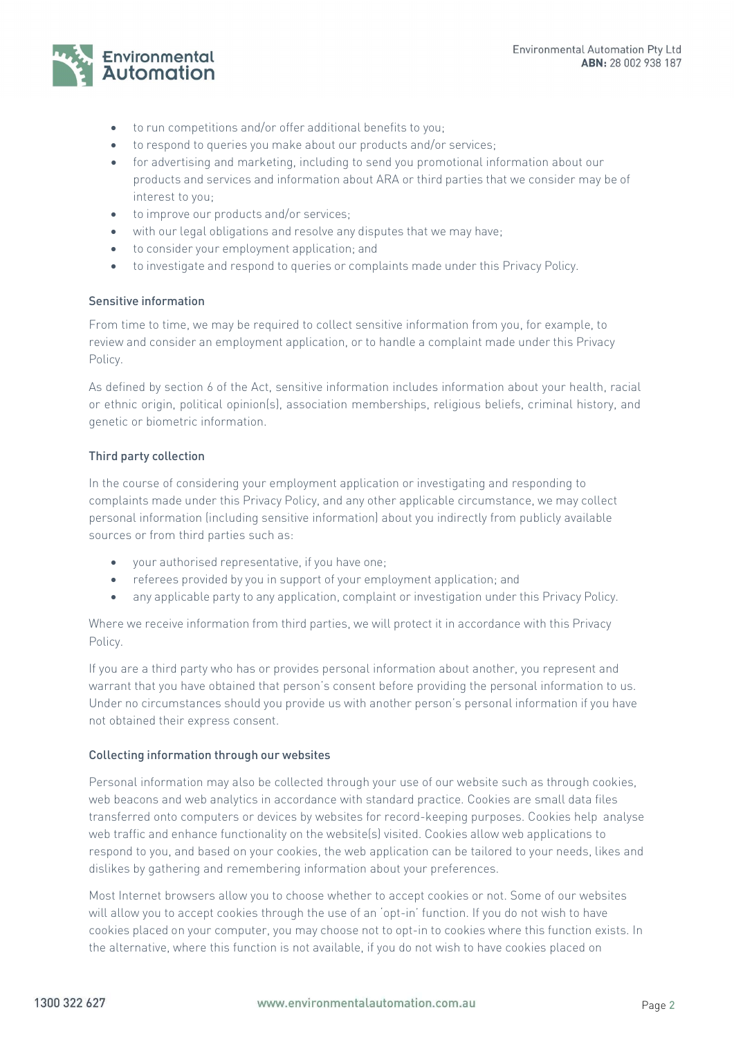- to run competitions and/or offer additional benefits to you;
- to respond to queries you make about our products and/or services;
- for advertising and marketing, including to send you promotional information about our products and services and information about ARA or third parties that we consider may be of interest to you;
- to improve our products and/or services;
- with our legal obligations and resolve any disputes that we may have;
- to consider your employment application; and
- to investigate and respond to queries or complaints made under this Privacy Policy.

### Sensitive information

From time to time, we may be required to collect sensitive information from you, for example, to review and consider an employment application, or to handle a complaint made under this Privacy Policy.

As defined by section 6 of the Act, sensitive information includes information about your health, racial or ethnic origin, political opinion(s), association memberships, religious beliefs, criminal history, and genetic or biometric information.

### Third party collection

In the course of considering your employment application or investigating and responding to complaints made under this Privacy Policy, and any other applicable circumstance, we may collect personal information (including sensitive information) about you indirectly from publicly available sources or from third parties such as:

- your authorised representative, if you have one;
- referees provided by you in support of your employment application; and
- any applicable party to any application, complaint or investigation under this Privacy Policy.

Where we receive information from third parties, we will protect it in accordance with this Privacy Policy.

If you are a third party who has or provides personal information about another, you represent and warrant that you have obtained that person's consent before providing the personal information to us. Under no circumstances should you provide us with another person's personal information if you have not obtained their express consent.

### Collecting information through our websites

Personal information may also be collected through your use of our website such as through cookies, web beacons and web analytics in accordance with standard practice. Cookies are small data files transferred onto computers or devices by websites for record-keeping purposes. Cookies help analyse web traffic and enhance functionality on the website(s) visited. Cookies allow web applications to respond to you, and based on your cookies, the web application can be tailored to your needs, likes and dislikes by gathering and remembering information about your preferences.

Most Internet browsers allow you to choose whether to accept cookies or not. Some of our websites will allow you to accept cookies through the use of an 'opt-in' function. If you do not wish to have cookies placed on your computer, you may choose not to opt-in to cookies where this function exists. In the alternative, where this function is not available, if you do not wish to have cookies placed on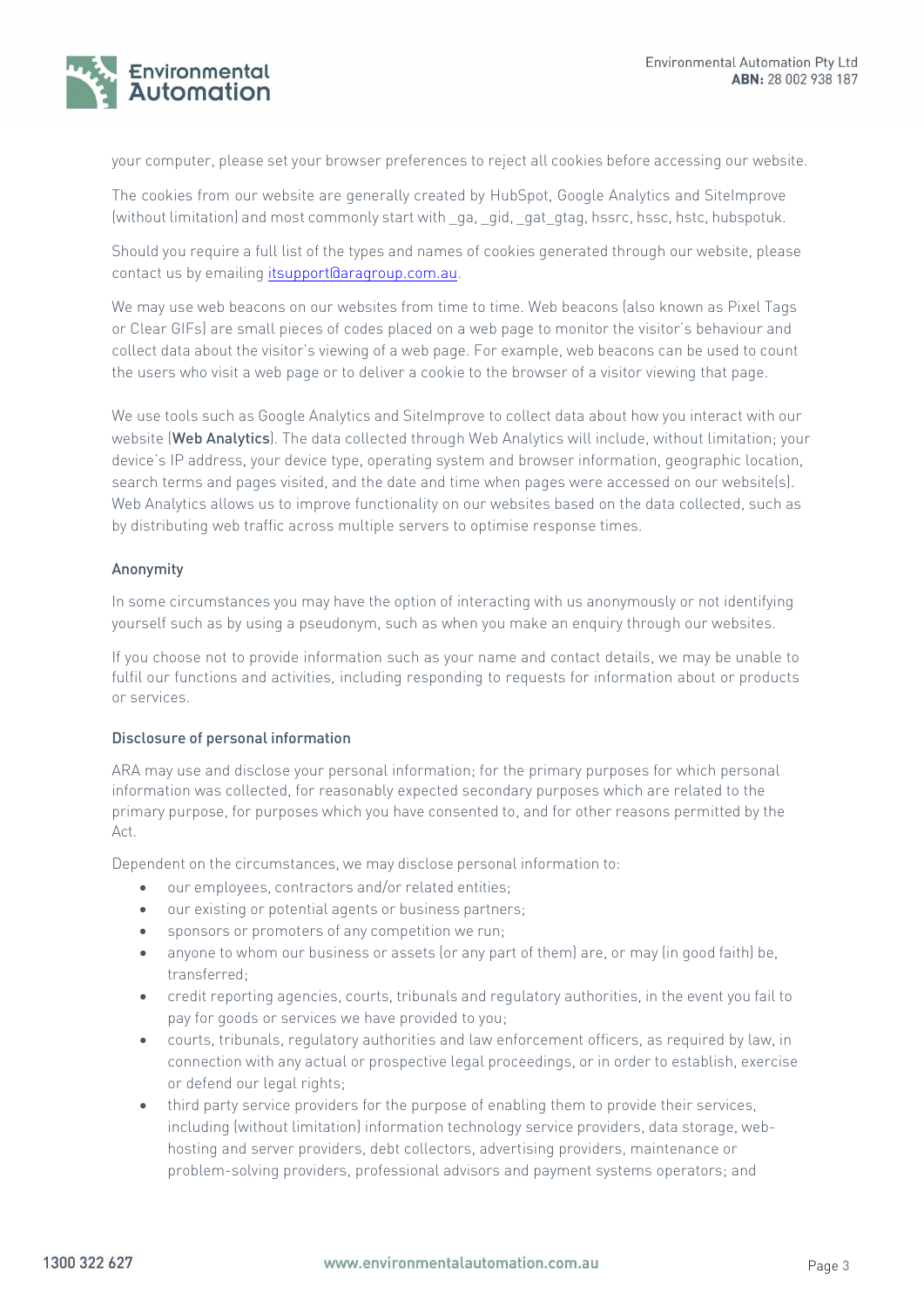your computer, please set your browser preferences to reject all cookies before accessing our website.

The cookies from our website are generally created by HubSpot, Google Analytics and SiteImprove (without limitation) and most commonly start with _ga, _gid, _gat_gtag, hssrc, hssc, hstc, hubspotuk.

Should you require a full list of the types and names of cookies generated through our website, please contact us by emailing [itsupport@aragroup.com.au](mailto:itsupport@aragroup.com.au).

We may use web beacons on our websites from time to time. Web beacons (also known as Pixel Tags or Clear GIFs) are small pieces of codes placed on a web page to monitor the visitor's behaviour and collect data about the visitor's viewing of a web page. For example, web beacons can be used to count the users who visit a web page or to deliver a cookie to the browser of a visitor viewing that page.

We use tools such as Google Analytics and SiteImprove to collect data about how you interact with our website (**Web Analytics**). The data collected through Web Analytics will include, without limitation; your device's IP address, your device type, operating system and browser information, geographic location, search terms and pages visited, and the date and time when pages were accessed on our website(s). Web Analytics allows us to improve functionality on our websites based on the data collected, such as by distributing web traffic across multiple servers to optimise response times.

### Anonymity

In some circumstances you may have the option of interacting with us anonymously or not identifying yourself such as by using a pseudonym, such as when you make an enquiry through our websites.

If you choose not to provide information such as your name and contact details, we may be unable to fulfil our functions and activities, including responding to requests for information about or products or services.

### Disclosure of personal information

ARA may use and disclose your personal information; for the primary purposes for which personal information was collected, for reasonably expected secondary purposes which are related to the primary purpose, for purposes which you have consented to, and for other reasons permitted by the Act.

Dependent on the circumstances, we may disclose personal information to:

- our employees, contractors and/or related entities;
- our existing or potential agents or business partners;
- sponsors or promoters of any competition we run;
- anyone to whom our business or assets (or any part of them) are, or may (in good faith) be, transferred;
- credit reporting agencies, courts, tribunals and regulatory authorities, in the event you fail to pay for goods or services we have provided to you;
- courts, tribunals, regulatory authorities and law enforcement officers, as required by law, in connection with any actual or prospective legal proceedings, or in order to establish, exercise or defend our legal rights;
- third party service providers for the purpose of enabling them to provide their services, including (without limitation) information technology service providers, data storage, web-hosting and server providers, debt collectors, advertising providers, maintenance or problem-solving providers, professional advisors and payment systems operators; and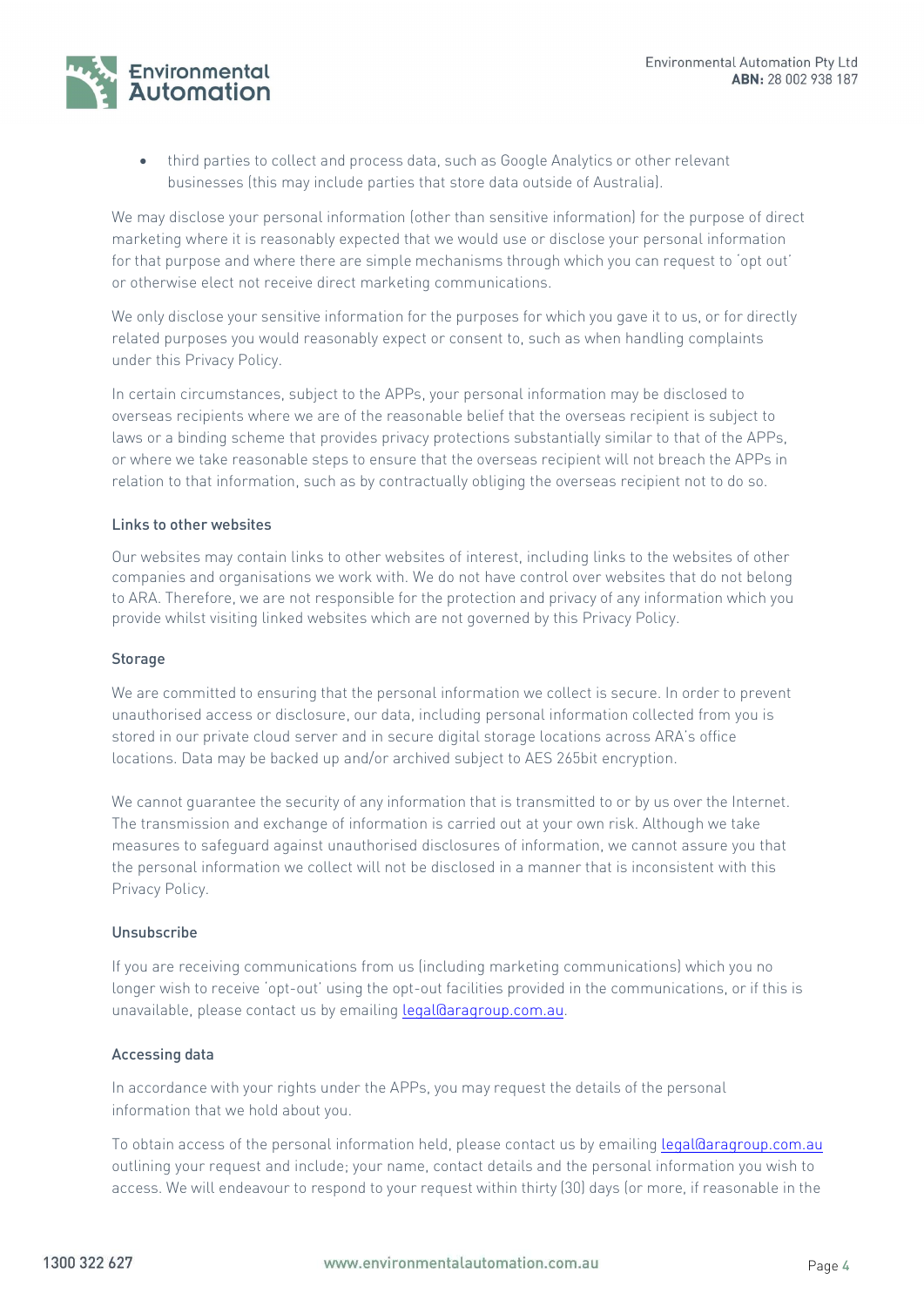- third parties to collect and process data, such as Google Analytics or other relevant businesses (this may include parties that store data outside of Australia).

We may disclose your personal information (other than sensitive information) for the purpose of direct marketing where it is reasonably expected that we would use or disclose your personal information for that purpose and where there are simple mechanisms through which you can request to 'opt out' or otherwise elect not receive direct marketing communications.

We only disclose your sensitive information for the purposes for which you gave it to us, or for directly related purposes you would reasonably expect or consent to, such as when handling complaints under this Privacy Policy.

In certain circumstances, subject to the APPs, your personal information may be disclosed to overseas recipients where we are of the reasonable belief that the overseas recipient is subject to laws or a binding scheme that provides privacy protections substantially similar to that of the APPs, or where we take reasonable steps to ensure that the overseas recipient will not breach the APPs in relation to that information, such as by contractually obliging the overseas recipient not to do so.

### Links to other websites

Our websites may contain links to other websites of interest, including links to the websites of other companies and organisations we work with. We do not have control over websites that do not belong to ARA. Therefore, we are not responsible for the protection and privacy of any information which you provide whilst visiting linked websites which are not governed by this Privacy Policy.

### Storage

We are committed to ensuring that the personal information we collect is secure. In order to prevent unauthorised access or disclosure, our data, including personal information collected from you is stored in our private cloud server and in secure digital storage locations across ARA's office locations. Data may be backed up and/or archived subject to AES 265bit encryption.

We cannot guarantee the security of any information that is transmitted to or by us over the Internet. The transmission and exchange of information is carried out at your own risk. Although we take measures to safeguard against unauthorised disclosures of information, we cannot assure you that the personal information we collect will not be disclosed in a manner that is inconsistent with this Privacy Policy.

### Unsubscribe

If you are receiving communications from us (including marketing communications) which you no longer wish to receive 'opt-out' using the opt-out facilities provided in the communications, or if this is unavailable, please contact us by emailing legal@aragroup.com.au.

### Accessing data

In accordance with your rights under the APPs, you may request the details of the personal information that we hold about you.

To obtain access of the personal information held, please contact us by emailing legal@aragroup.com.au outlining your request and include; your name, contact details and the personal information you wish to access. We will endeavour to respond to your request within thirty (30) days (or more, if reasonable in the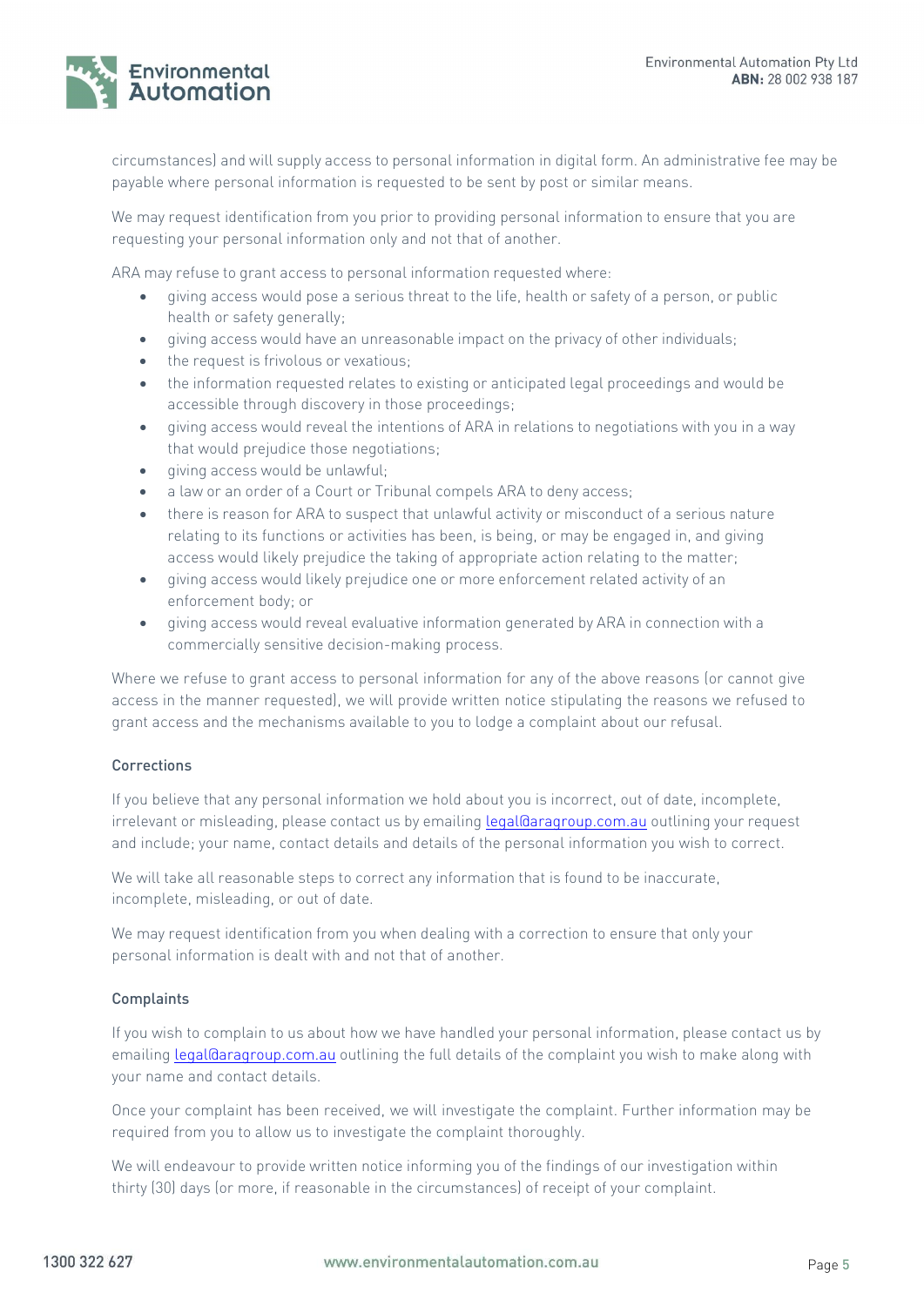circumstances) and will supply access to personal information in digital form. An administrative fee may be payable where personal information is requested to be sent by post or similar means.

We may request identification from you prior to providing personal information to ensure that you are requesting your personal information only and not that of another.

ARA may refuse to grant access to personal information requested where:

- giving access would pose a serious threat to the life, health or safety of a person, or public health or safety generally;
- giving access would have an unreasonable impact on the privacy of other individuals;
- the request is frivolous or vexatious;
- the information requested relates to existing or anticipated legal proceedings and would be accessible through discovery in those proceedings;
- giving access would reveal the intentions of ARA in relations to negotiations with you in a way that would prejudice those negotiations;
- giving access would be unlawful;
- a law or an order of a Court or Tribunal compels ARA to deny access;
- there is reason for ARA to suspect that unlawful activity or misconduct of a serious nature relating to its functions or activities has been, is being, or may be engaged in, and giving access would likely prejudice the taking of appropriate action relating to the matter;
- giving access would likely prejudice one or more enforcement related activity of an enforcement body; or
- giving access would reveal evaluative information generated by ARA in connection with a commercially sensitive decision-making process.

Where we refuse to grant access to personal information for any of the above reasons (or cannot give access in the manner requested), we will provide written notice stipulating the reasons we refused to grant access and the mechanisms available to you to lodge a complaint about our refusal.

### Corrections

If you believe that any personal information we hold about you is incorrect, out of date, incomplete, irrelevant or misleading, please contact us by emailing legal@aragroup.com.au outlining your request and include; your name, contact details and details of the personal information you wish to correct.

We will take all reasonable steps to correct any information that is found to be inaccurate, incomplete, misleading, or out of date.

We may request identification from you when dealing with a correction to ensure that only your personal information is dealt with and not that of another.

### Complaints

If you wish to complain to us about how we have handled your personal information, please contact us by emailing legal@aragroup.com.au outlining the full details of the complaint you wish to make along with your name and contact details.

Once your complaint has been received, we will investigate the complaint. Further information may be required from you to allow us to investigate the complaint thoroughly.

We will endeavour to provide written notice informing you of the findings of our investigation within thirty (30) days (or more, if reasonable in the circumstances) of receipt of your complaint.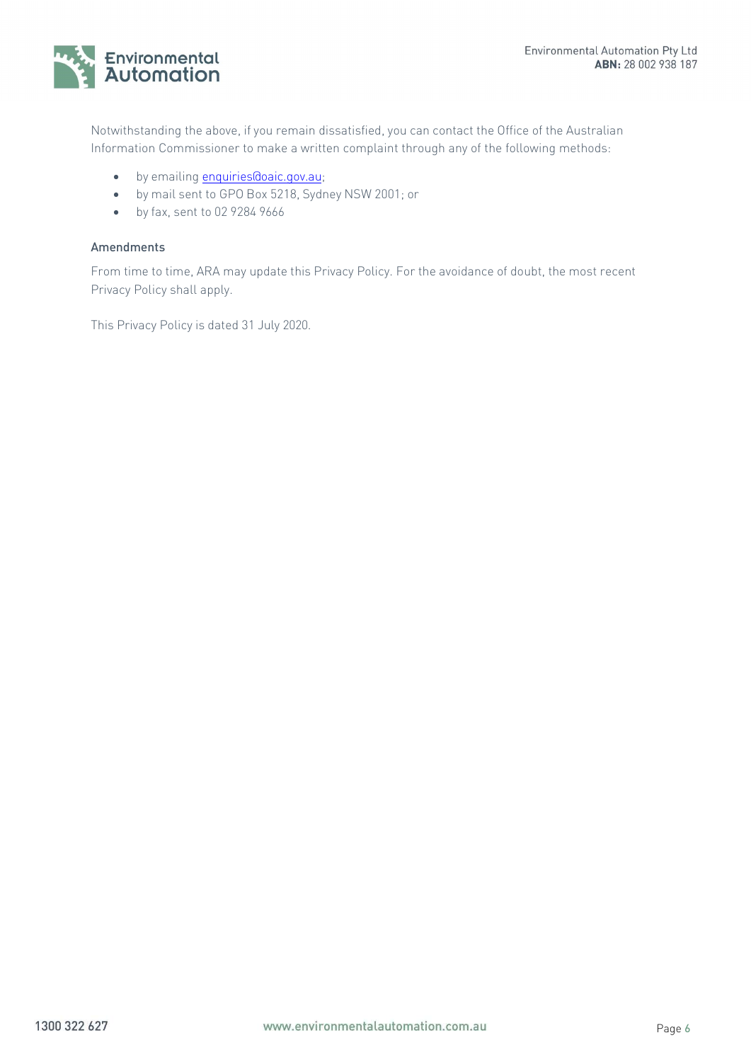Notwithstanding the above, if you remain dissatisfied, you can contact the Office of the Australian Information Commissioner to make a written complaint through any of the following methods:

- by emailing enquiries@oaic.gov.au;
- by mail sent to GPO Box 5218, Sydney NSW 2001; or
- by fax, sent to 02 9284 9666

## Amendments

From time to time, ARA may update this Privacy Policy. For the avoidance of doubt, the most recent Privacy Policy shall apply.

This Privacy Policy is dated 31 July 2020.